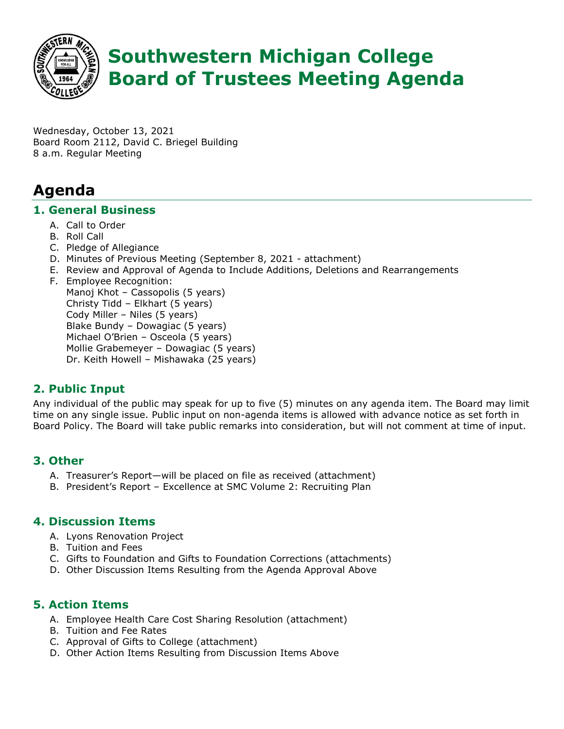# Southwestern Michigan College Board of Trustees Meeting Agenda

Wednesday, October 13, 2021
Board Room 2112, David C. Briegel Building
8 a.m. Regular Meeting

## Agenda

### 1. General Business

A. Call to Order
B. Roll Call
C. Pledge of Allegiance
D. Minutes of Previous Meeting (September 8, 2021 - attachment)
E. Review and Approval of Agenda to Include Additions, Deletions and Rearrangements
F. Employee Recognition:
   Manoj Khot – Cassopolis (5 years)
   Christy Tidd – Elkhart (5 years)
   Cody Miller – Niles (5 years)
   Blake Bundy – Dowagiac (5 years)
   Michael O'Brien – Osceola (5 years)
   Mollie Grabemeyer – Dowagiac (5 years)
   Dr. Keith Howell – Mishawaka (25 years)

### 2. Public Input

Any individual of the public may speak for up to five (5) minutes on any agenda item. The Board may limit time on any single issue. Public input on non-agenda items is allowed with advance notice as set forth in Board Policy. The Board will take public remarks into consideration, but will not comment at time of input.

### 3. Other

A. Treasurer's Report—will be placed on file as received (attachment)
B. President's Report – Excellence at SMC Volume 2: Recruiting Plan

### 4. Discussion Items

A. Lyons Renovation Project
B. Tuition and Fees
C. Gifts to Foundation and Gifts to Foundation Corrections (attachments)
D. Other Discussion Items Resulting from the Agenda Approval Above

### 5. Action Items

A. Employee Health Care Cost Sharing Resolution (attachment)
B. Tuition and Fee Rates
C. Approval of Gifts to College (attachment)
D. Other Action Items Resulting from Discussion Items Above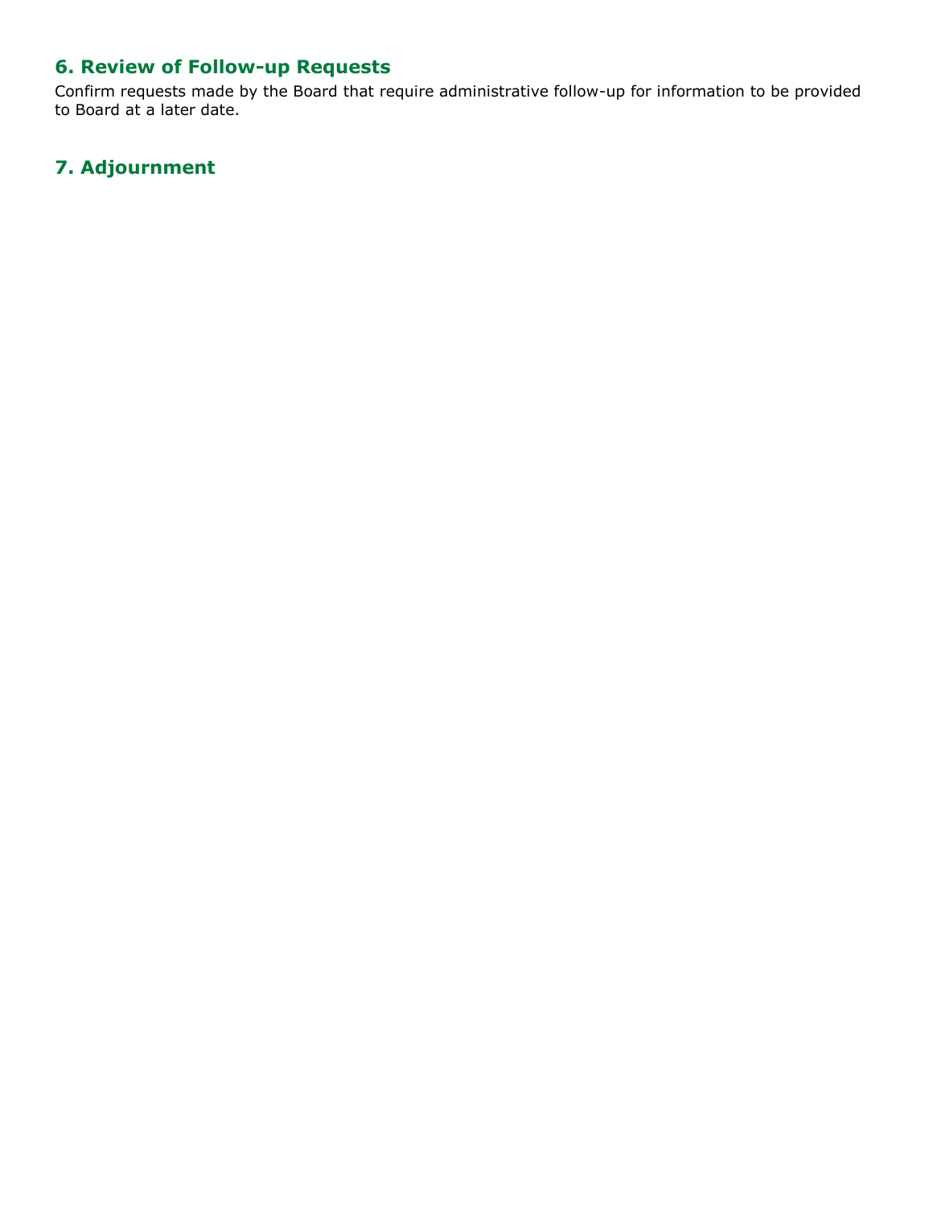## 6. Review of Follow-up Requests

Confirm requests made by the Board that require administrative follow-up for information to be provided to Board at a later date.

## 7. Adjournment